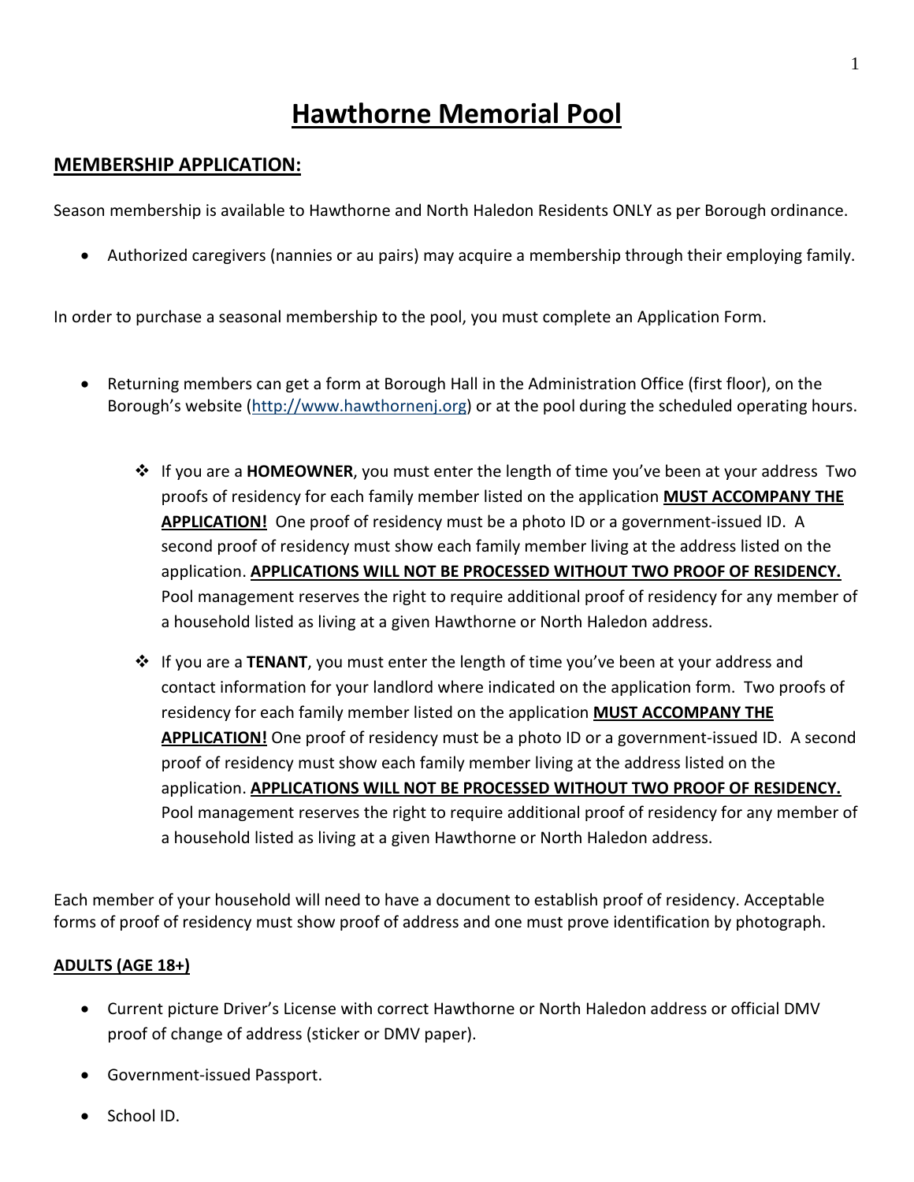# Hawthorne Memorial Pool

## MEMBERSHIP APPLICATION:

Season membership is available to Hawthorne and North Haledon Residents ONLY as per Borough ordinance.

- Authorized caregivers (nannies or au pairs) may acquire a membership through their employing family.

In order to purchase a seasonal membership to the pool, you must complete an Application Form.

- Returning members can get a form at Borough Hall in the Administration Office (first floor), on the Borough's website ([http://www.hawthornenj.org](http://www.hawthornenj.org)) or at the pool during the scheduled operating hours.

    - If you are a **HOMEOWNER**, you must enter the length of time you've been at your address Two proofs of residency for each family member listed on the application **MUST ACCOMPANY THE APPLICATION!** One proof of residency must be a photo ID or a government-issued ID. A second proof of residency must show each family member living at the address listed on the application. **APPLICATIONS WILL NOT BE PROCESSED WITHOUT TWO PROOF OF RESIDENCY.** Pool management reserves the right to require additional proof of residency for any member of a household listed as living at a given Hawthorne or North Haledon address.

    - If you are a **TENANT**, you must enter the length of time you've been at your address and contact information for your landlord where indicated on the application form. Two proofs of residency for each family member listed on the application **MUST ACCOMPANY THE APPLICATION!** One proof of residency must be a photo ID or a government-issued ID. A second proof of residency must show each family member living at the address listed on the application. **APPLICATIONS WILL NOT BE PROCESSED WITHOUT TWO PROOF OF RESIDENCY.** Pool management reserves the right to require additional proof of residency for any member of a household listed as living at a given Hawthorne or North Haledon address.

Each member of your household will need to have a document to establish proof of residency. Acceptable forms of proof of residency must show proof of address and one must prove identification by photograph.

### ADULTS (AGE 18+)

- Current picture Driver's License with correct Hawthorne or North Haledon address or official DMV proof of change of address (sticker or DMV paper).
- Government-issued Passport.
- School ID.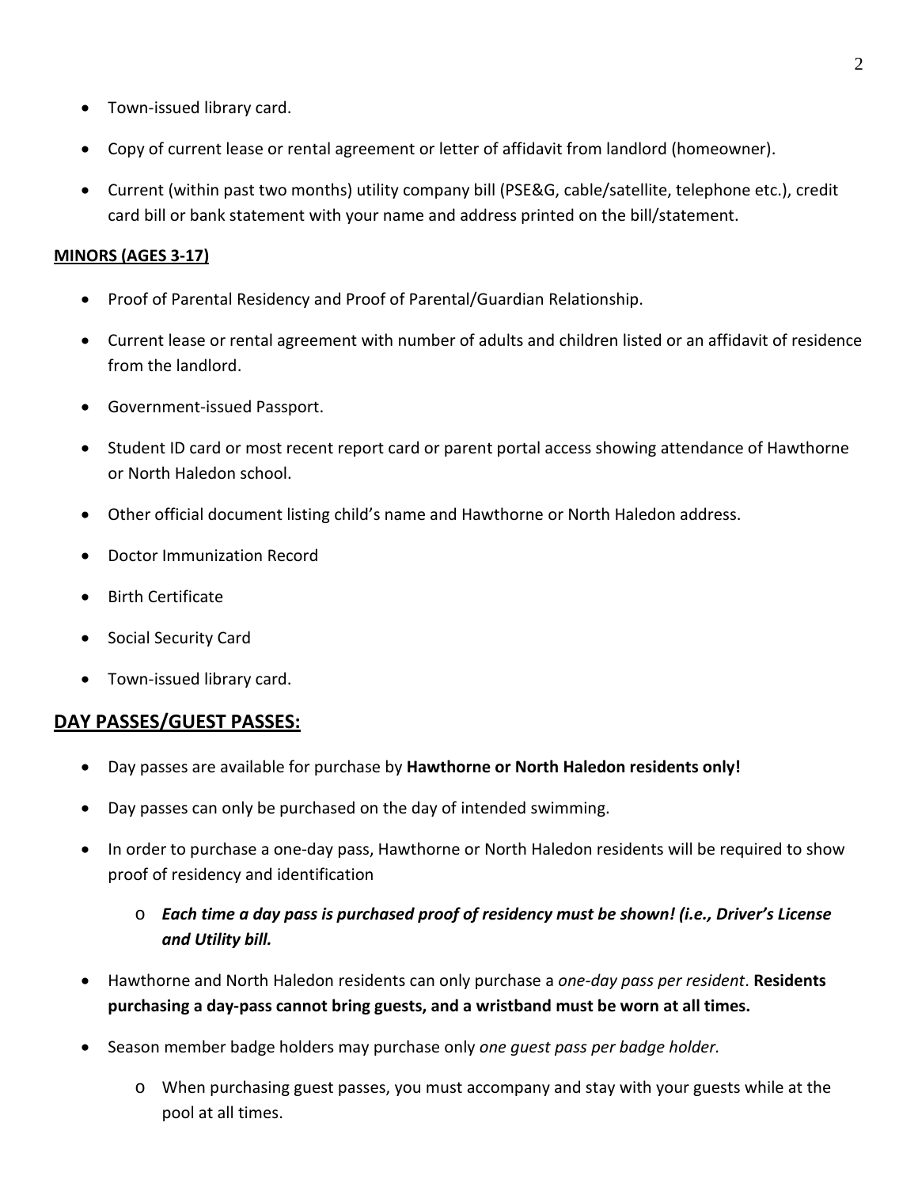- Town-issued library card.
- Copy of current lease or rental agreement or letter of affidavit from landlord (homeowner).
- Current (within past two months) utility company bill (PSE&G, cable/satellite, telephone etc.), credit card bill or bank statement with your name and address printed on the bill/statement.

**MINORS (AGES 3-17)**

- Proof of Parental Residency and Proof of Parental/Guardian Relationship.
- Current lease or rental agreement with number of adults and children listed or an affidavit of residence from the landlord.
- Government-issued Passport.
- Student ID card or most recent report card or parent portal access showing attendance of Hawthorne or North Haledon school.
- Other official document listing child's name and Hawthorne or North Haledon address.
- Doctor Immunization Record
- Birth Certificate
- Social Security Card
- Town-issued library card.

## DAY PASSES/GUEST PASSES:

- Day passes are available for purchase by **Hawthorne or North Haledon residents only!**
- Day passes can only be purchased on the day of intended swimming.
- In order to purchase a one-day pass, Hawthorne or North Haledon residents will be required to show proof of residency and identification
  - ***Each time a day pass is purchased proof of residency must be shown! (i.e., Driver's License and Utility bill.***
- Hawthorne and North Haledon residents can only purchase a *one-day pass per resident*. **Residents purchasing a day-pass cannot bring guests, and a wristband must be worn at all times.**
- Season member badge holders may purchase only *one guest pass per badge holder.*
  - When purchasing guest passes, you must accompany and stay with your guests while at the pool at all times.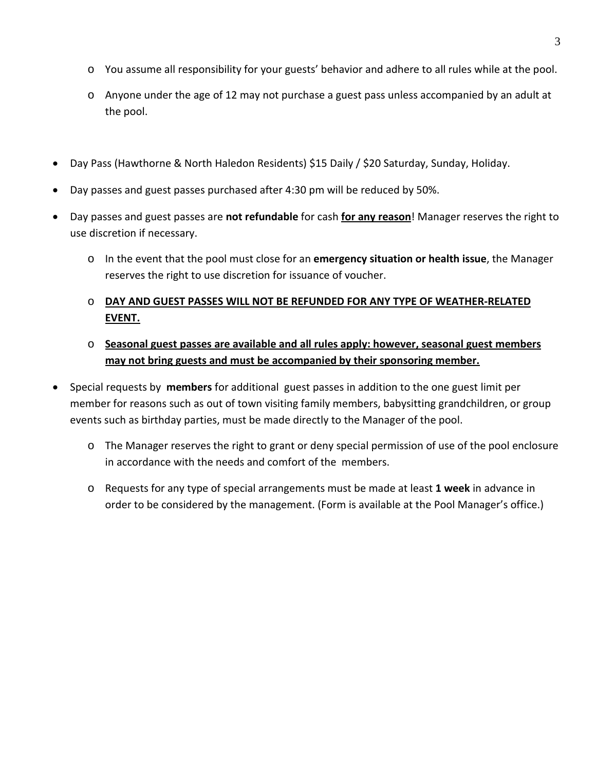- You assume all responsibility for your guests' behavior and adhere to all rules while at the pool.
  - Anyone under the age of 12 may not purchase a guest pass unless accompanied by an adult at the pool.

- Day Pass (Hawthorne & North Haledon Residents) $15 Daily / $20 Saturday, Sunday, Holiday.
- Day passes and guest passes purchased after 4:30 pm will be reduced by 50%.
- Day passes and guest passes are **not refundable** for cash <u>**for any reason**</u>! Manager reserves the right to use discretion if necessary.
  - In the event that the pool must close for an **emergency situation or health issue**, the Manager reserves the right to use discretion for issuance of voucher.
  - <u>**DAY AND GUEST PASSES WILL NOT BE REFUNDED FOR ANY TYPE OF WEATHER-RELATED EVENT.**</u>
  - <u>**Seasonal guest passes are available and all rules apply: however, seasonal guest members may not bring guests and must be accompanied by their sponsoring member.**</u>
- Special requests by **members** for additional guest passes in addition to the one guest limit per member for reasons such as out of town visiting family members, babysitting grandchildren, or group events such as birthday parties, must be made directly to the Manager of the pool.
  - The Manager reserves the right to grant or deny special permission of use of the pool enclosure in accordance with the needs and comfort of the members.
  - Requests for any type of special arrangements must be made at least **1 week** in advance in order to be considered by the management. (Form is available at the Pool Manager's office.)